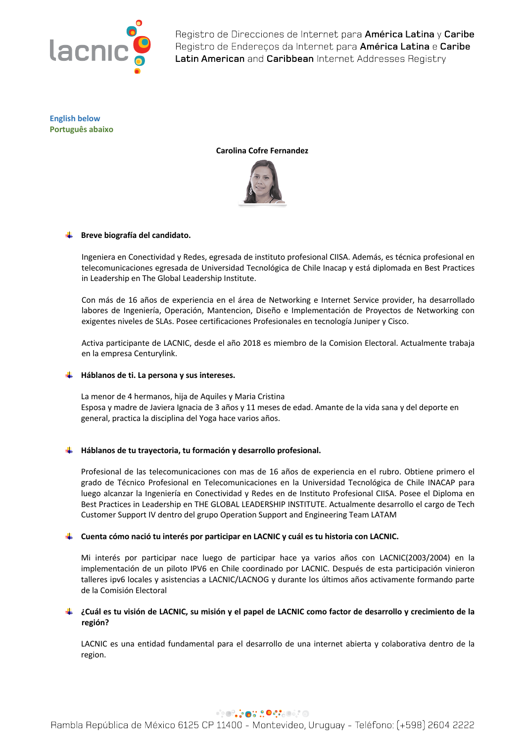English below
Português abaixo

**Carolina Cofre Fernandez**

- **Breve biografía del candidato.**

  Ingeniera en Conectividad y Redes, egresada de instituto profesional CIISA. Además, es técnica profesional en telecomunicaciones egresada de Universidad Tecnológica de Chile Inacap y está diplomada en Best Practices in Leadership en The Global Leadership Institute.

  Con más de 16 años de experiencia en el área de Networking e Internet Service provider, ha desarrollado labores de Ingeniería, Operación, Mantencion, Diseño e Implementación de Proyectos de Networking con exigentes niveles de SLAs. Posee certificaciones Profesionales en tecnología Juniper y Cisco.

  Activa participante de LACNIC, desde el año 2018 es miembro de la Comision Electoral. Actualmente trabaja en la empresa Centurylink.

- **Háblanos de ti. La persona y sus intereses.**

  La menor de 4 hermanos, hija de Aquiles y Maria Cristina
  Esposa y madre de Javiera Ignacia de 3 años y 11 meses de edad. Amante de la vida sana y del deporte en general, practica la disciplina del Yoga hace varios años.

- **Háblanos de tu trayectoria, tu formación y desarrollo profesional.**

  Profesional de las telecomunicaciones con mas de 16 años de experiencia en el rubro. Obtiene primero el grado de Técnico Profesional en Telecomunicaciones en la Universidad Tecnológica de Chile INACAP para luego alcanzar la Ingeniería en Conectividad y Redes en de Instituto Profesional CIISA. Posee el Diploma en Best Practices in Leadership en THE GLOBAL LEADERSHIP INSTITUTE. Actualmente desarrollo el cargo de Tech Customer Support IV dentro del grupo Operation Support and Engineering Team LATAM

- **Cuenta cómo nació tu interés por participar en LACNIC y cuál es tu historia con LACNIC.**

  Mi interés por participar nace luego de participar hace ya varios años con LACNIC(2003/2004) en la implementación de un piloto IPV6 en Chile coordinado por LACNIC. Después de esta participación vinieron talleres ipv6 locales y asistencias a LACNIC/LACNOG y durante los últimos años activamente formando parte de la Comisión Electoral

- **¿Cuál es tu visión de LACNIC, su misión y el papel de LACNIC como factor de desarrollo y crecimiento de la región?**

  LACNIC es una entidad fundamental para el desarrollo de una internet abierta y colaborativa dentro de la region.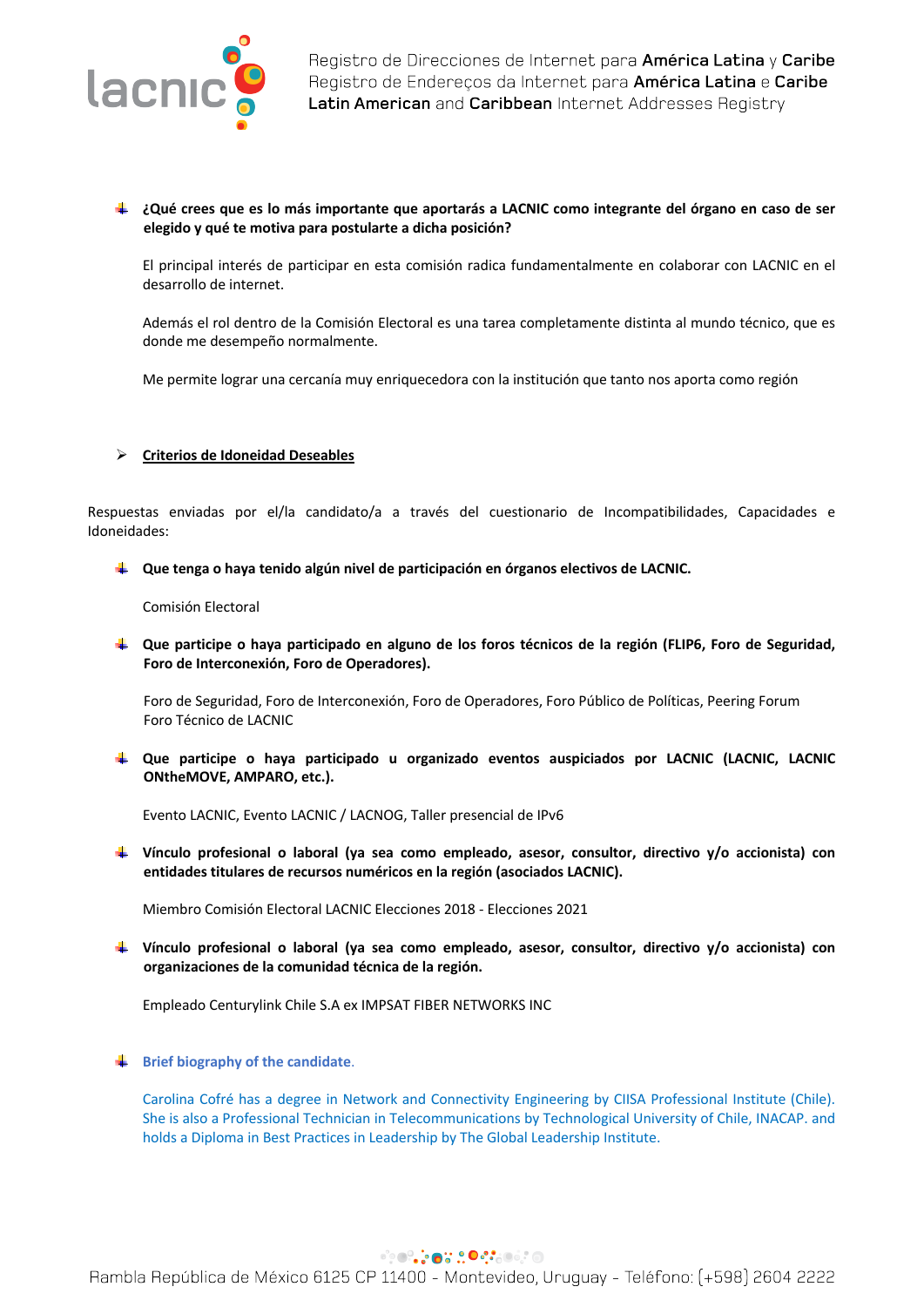- **¿Qué crees que es lo más importante que aportarás a LACNIC como integrante del órgano en caso de ser elegido y qué te motiva para postularte a dicha posición?**

  El principal interés de participar en esta comisión radica fundamentalmente en colaborar con LACNIC en el desarrollo de internet.

  Además el rol dentro de la Comisión Electoral es una tarea completamente distinta al mundo técnico, que es donde me desempeño normalmente.

  Me permite lograr una cercanía muy enriquecedora con la institución que tanto nos aporta como región

## Criterios de Idoneidad Deseables

Respuestas enviadas por el/la candidato/a a través del cuestionario de Incompatibilidades, Capacidades e Idoneidades:

- **Que tenga o haya tenido algún nivel de participación en órganos electivos de LACNIC.**

  Comisión Electoral

- **Que participe o haya participado en alguno de los foros técnicos de la región (FLIP6, Foro de Seguridad, Foro de Interconexión, Foro de Operadores).**

  Foro de Seguridad, Foro de Interconexión, Foro de Operadores, Foro Público de Políticas, Peering Forum
  Foro Técnico de LACNIC

- **Que participe o haya participado u organizado eventos auspiciados por LACNIC (LACNIC, LACNIC ONtheMOVE, AMPARO, etc.).**

  Evento LACNIC, Evento LACNIC / LACNOG, Taller presencial de IPv6

- **Vínculo profesional o laboral (ya sea como empleado, asesor, consultor, directivo y/o accionista) con entidades titulares de recursos numéricos en la región (asociados LACNIC).**

  Miembro Comisión Electoral LACNIC Elecciones 2018 - Elecciones 2021

- **Vínculo profesional o laboral (ya sea como empleado, asesor, consultor, directivo y/o accionista) con organizaciones de la comunidad técnica de la región.**

  Empleado Centurylink Chile S.A ex IMPSAT FIBER NETWORKS INC

- **Brief biography of the candidate.**

  Carolina Cofré has a degree in Network and Connectivity Engineering by CIISA Professional Institute (Chile). She is also a Professional Technician in Telecommunications by Technological University of Chile, INACAP. and holds a Diploma in Best Practices in Leadership by The Global Leadership Institute.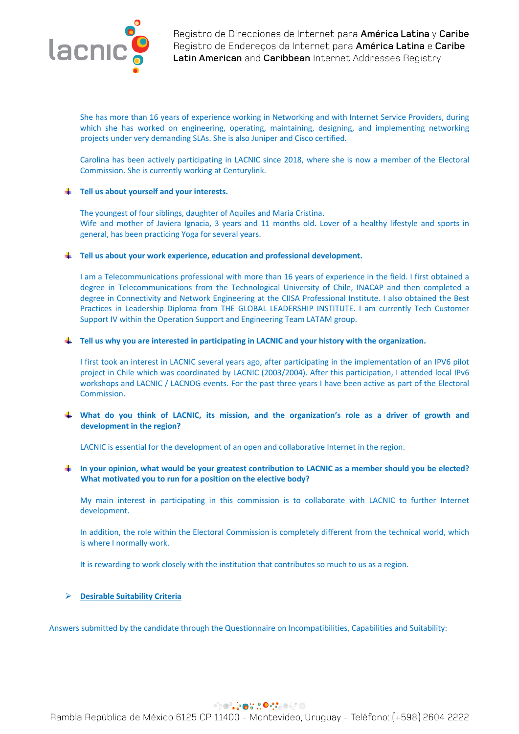She has more than 16 years of experience working in Networking and with Internet Service Providers, during which she has worked on engineering, operating, maintaining, designing, and implementing networking projects under very demanding SLAs. She is also Juniper and Cisco certified.

Carolina has been actively participating in LACNIC since 2018, where she is now a member of the Electoral Commission. She is currently working at Centurylink.

- **Tell us about yourself and your interests.**

  The youngest of four siblings, daughter of Aquiles and Maria Cristina.
  Wife and mother of Javiera Ignacia, 3 years and 11 months old. Lover of a healthy lifestyle and sports in general, has been practicing Yoga for several years.

- **Tell us about your work experience, education and professional development.**

  I am a Telecommunications professional with more than 16 years of experience in the field. I first obtained a degree in Telecommunications from the Technological University of Chile, INACAP and then completed a degree in Connectivity and Network Engineering at the CIISA Professional Institute. I also obtained the Best Practices in Leadership Diploma from THE GLOBAL LEADERSHIP INSTITUTE. I am currently Tech Customer Support IV within the Operation Support and Engineering Team LATAM group.

- **Tell us why you are interested in participating in LACNIC and your history with the organization.**

  I first took an interest in LACNIC several years ago, after participating in the implementation of an IPV6 pilot project in Chile which was coordinated by LACNIC (2003/2004). After this participation, I attended local IPv6 workshops and LACNIC / LACNOG events. For the past three years I have been active as part of the Electoral Commission.

- **What do you think of LACNIC, its mission, and the organization's role as a driver of growth and development in the region?**

  LACNIC is essential for the development of an open and collaborative Internet in the region.

- **In your opinion, what would be your greatest contribution to LACNIC as a member should you be elected? What motivated you to run for a position on the elective body?**

  My main interest in participating in this commission is to collaborate with LACNIC to further Internet development.

  In addition, the role within the Electoral Commission is completely different from the technical world, which is where I normally work.

  It is rewarding to work closely with the institution that contributes so much to us as a region.

- **Desirable Suitability Criteria**

Answers submitted by the candidate through the Questionnaire on Incompatibilities, Capabilities and Suitability: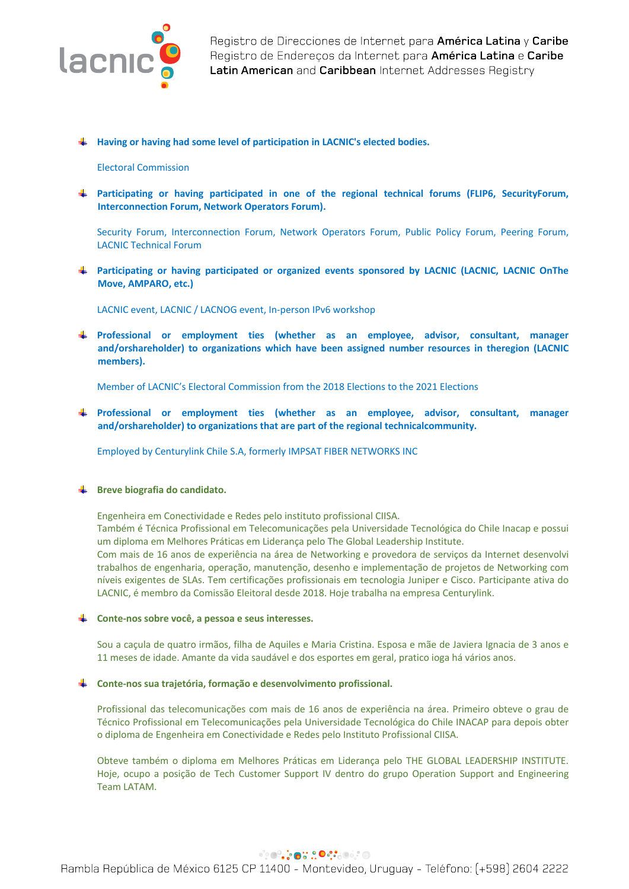- **Having or having had some level of participation in LACNIC's elected bodies.**

  Electoral Commission

- **Participating or having participated in one of the regional technical forums (FLIP6, SecurityForum, Interconnection Forum, Network Operators Forum).**

  Security Forum, Interconnection Forum, Network Operators Forum, Public Policy Forum, Peering Forum, LACNIC Technical Forum

- **Participating or having participated or organized events sponsored by LACNIC (LACNIC, LACNIC OnThe Move, AMPARO, etc.)**

  LACNIC event, LACNIC / LACNOG event, In-person IPv6 workshop

- **Professional or employment ties (whether as an employee, advisor, consultant, manager and/orshareholder) to organizations which have been assigned number resources in theregion (LACNIC members).**

  Member of LACNIC's Electoral Commission from the 2018 Elections to the 2021 Elections

- **Professional or employment ties (whether as an employee, advisor, consultant, manager and/orshareholder) to organizations that are part of the regional technicalcommunity.**

  Employed by Centurylink Chile S.A, formerly IMPSAT FIBER NETWORKS INC

- **Breve biografia do candidato.**

  Engenheira em Conectividade e Redes pelo instituto profissional CIISA.
  Também é Técnica Profissional em Telecomunicações pela Universidade Tecnológica do Chile Inacap e possui um diploma em Melhores Práticas em Liderança pelo The Global Leadership Institute.
  Com mais de 16 anos de experiência na área de Networking e provedora de serviços da Internet desenvolvi trabalhos de engenharia, operação, manutenção, desenho e implementação de projetos de Networking com níveis exigentes de SLAs. Tem certificações profissionais em tecnologia Juniper e Cisco. Participante ativa do LACNIC, é membro da Comissão Eleitoral desde 2018. Hoje trabalha na empresa Centurylink.

- **Conte-nos sobre você, a pessoa e seus interesses.**

  Sou a caçula de quatro irmãos, filha de Aquiles e Maria Cristina. Esposa e mãe de Javiera Ignacia de 3 anos e 11 meses de idade. Amante da vida saudável e dos esportes em geral, pratico ioga há vários anos.

- **Conte-nos sua trajetória, formação e desenvolvimento profissional.**

  Profissional das telecomunicações com mais de 16 anos de experiência na área. Primeiro obteve o grau de Técnico Profissional em Telecomunicações pela Universidade Tecnológica do Chile INACAP para depois obter o diploma de Engenheira em Conectividade e Redes pelo Instituto Profissional CIISA.

  Obteve também o diploma em Melhores Práticas em Liderança pelo THE GLOBAL LEADERSHIP INSTITUTE. Hoje, ocupo a posição de Tech Customer Support IV dentro do grupo Operation Support and Engineering Team LATAM.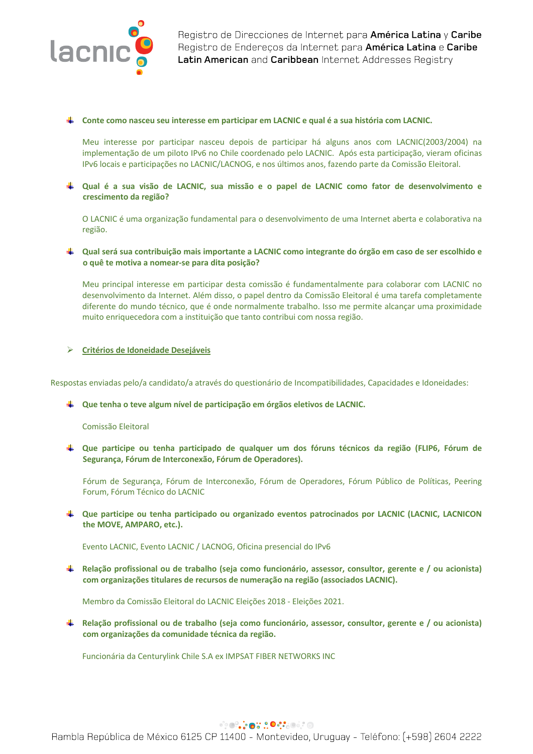- **Conte como nasceu seu interesse em participar em LACNIC e qual é a sua história com LACNIC.**

  Meu interesse por participar nasceu depois de participar há alguns anos com LACNIC(2003/2004) na implementação de um piloto IPv6 no Chile coordenado pelo LACNIC. Após esta participação, vieram oficinas IPv6 locais e participações no LACNIC/LACNOG, e nos últimos anos, fazendo parte da Comissão Eleitoral.

- **Qual é a sua visão de LACNIC, sua missão e o papel de LACNIC como fator de desenvolvimento e crescimento da região?**

  O LACNIC é uma organização fundamental para o desenvolvimento de uma Internet aberta e colaborativa na região.

- **Qual será sua contribuição mais importante a LACNIC como integrante do órgão em caso de ser escolhido e o quê te motiva a nomear-se para dita posição?**

  Meu principal interesse em participar desta comissão é fundamentalmente para colaborar com LACNIC no desenvolvimento da Internet. Além disso, o papel dentro da Comissão Eleitoral é uma tarefa completamente diferente do mundo técnico, que é onde normalmente trabalho. Isso me permite alcançar uma proximidade muito enriquecedora com a instituição que tanto contribui com nossa região.

- **Critérios de Idoneidade Desejáveis**

Respostas enviadas pelo/a candidato/a através do questionário de Incompatibilidades, Capacidades e Idoneidades:

- **Que tenha o teve algum nível de participação em órgãos eletivos de LACNIC.**

  Comissão Eleitoral

- **Que participe ou tenha participado de qualquer um dos fóruns técnicos da região (FLIP6, Fórum de Segurança, Fórum de Interconexão, Fórum de Operadores).**

  Fórum de Segurança, Fórum de Interconexão, Fórum de Operadores, Fórum Público de Políticas, Peering Forum, Fórum Técnico do LACNIC

- **Que participe ou tenha participado ou organizado eventos patrocinados por LACNIC (LACNIC, LACNICON the MOVE, AMPARO, etc.).**

  Evento LACNIC, Evento LACNIC / LACNOG, Oficina presencial do IPv6

- **Relação profissional ou de trabalho (seja como funcionário, assessor, consultor, gerente e / ou acionista) com organizações titulares de recursos de numeração na região (associados LACNIC).**

  Membro da Comissão Eleitoral do LACNIC Eleições 2018 - Eleições 2021.

- **Relação profissional ou de trabalho (seja como funcionário, assessor, consultor, gerente e / ou acionista) com organizações da comunidade técnica da região.**

  Funcionária da Centurylink Chile S.A ex IMPSAT FIBER NETWORKS INC